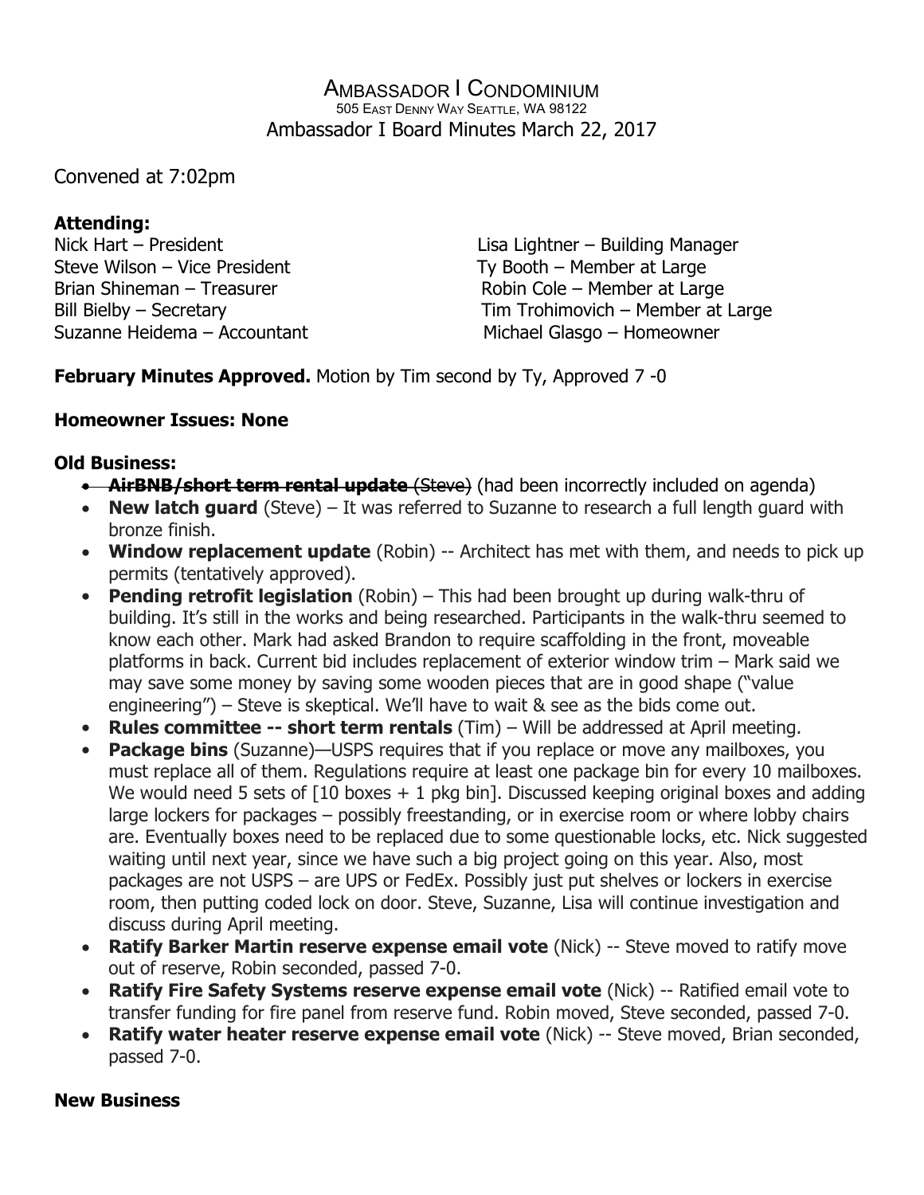# Ambassador I Condominium

505 East Denny Way Seattle, WA 98122

Ambassador I Board Minutes March 22, 2017

Convened at 7:02pm

**Attending:**

Nick Hart – President
Steve Wilson – Vice President
Brian Shineman – Treasurer
Bill Bielby – Secretary
Suzanne Heidema – Accountant
Lisa Lightner – Building Manager
Ty Booth – Member at Large
Robin Cole – Member at Large
Tim Trohimovich – Member at Large
Michael Glasgo – Homeowner

**February Minutes Approved.** Motion by Tim second by Ty, Approved 7 -0

**Homeowner Issues: None**

**Old Business:**

- ~~**AirBNB/short term rental update** (Steve)~~ (had been incorrectly included on agenda)
- **New latch guard** (Steve) – It was referred to Suzanne to research a full length guard with bronze finish.
- **Window replacement update** (Robin) -- Architect has met with them, and needs to pick up permits (tentatively approved).
- **Pending retrofit legislation** (Robin) – This had been brought up during walk-thru of building. It's still in the works and being researched. Participants in the walk-thru seemed to know each other. Mark had asked Brandon to require scaffolding in the front, moveable platforms in back. Current bid includes replacement of exterior window trim – Mark said we may save some money by saving some wooden pieces that are in good shape ("value engineering") – Steve is skeptical. We'll have to wait & see as the bids come out.
- **Rules committee -- short term rentals** (Tim) – Will be addressed at April meeting.
- **Package bins** (Suzanne)—USPS requires that if you replace or move any mailboxes, you must replace all of them. Regulations require at least one package bin for every 10 mailboxes. We would need 5 sets of [10 boxes + 1 pkg bin]. Discussed keeping original boxes and adding large lockers for packages – possibly freestanding, or in exercise room or where lobby chairs are. Eventually boxes need to be replaced due to some questionable locks, etc. Nick suggested waiting until next year, since we have such a big project going on this year. Also, most packages are not USPS – are UPS or FedEx. Possibly just put shelves or lockers in exercise room, then putting coded lock on door. Steve, Suzanne, Lisa will continue investigation and discuss during April meeting.
- **Ratify Barker Martin reserve expense email vote** (Nick) -- Steve moved to ratify move out of reserve, Robin seconded, passed 7-0.
- **Ratify Fire Safety Systems reserve expense email vote** (Nick) -- Ratified email vote to transfer funding for fire panel from reserve fund. Robin moved, Steve seconded, passed 7-0.
- **Ratify water heater reserve expense email vote** (Nick) -- Steve moved, Brian seconded, passed 7-0.

**New Business**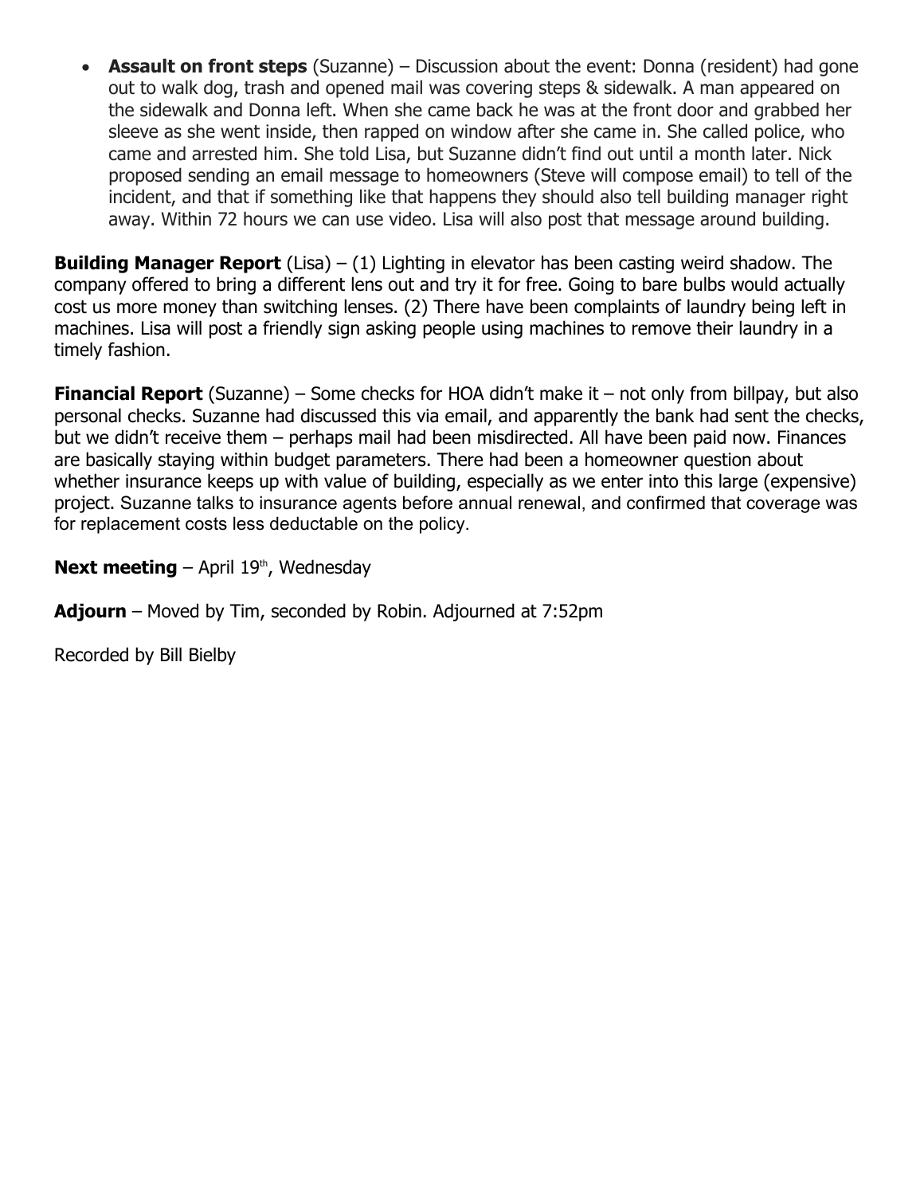- **Assault on front steps** (Suzanne) – Discussion about the event: Donna (resident) had gone out to walk dog, trash and opened mail was covering steps & sidewalk. A man appeared on the sidewalk and Donna left. When she came back he was at the front door and grabbed her sleeve as she went inside, then rapped on window after she came in. She called police, who came and arrested him. She told Lisa, but Suzanne didn't find out until a month later. Nick proposed sending an email message to homeowners (Steve will compose email) to tell of the incident, and that if something like that happens they should also tell building manager right away. Within 72 hours we can use video. Lisa will also post that message around building.

**Building Manager Report** (Lisa) – (1) Lighting in elevator has been casting weird shadow. The company offered to bring a different lens out and try it for free. Going to bare bulbs would actually cost us more money than switching lenses. (2) There have been complaints of laundry being left in machines. Lisa will post a friendly sign asking people using machines to remove their laundry in a timely fashion.

**Financial Report** (Suzanne) – Some checks for HOA didn't make it – not only from billpay, but also personal checks. Suzanne had discussed this via email, and apparently the bank had sent the checks, but we didn't receive them – perhaps mail had been misdirected. All have been paid now. Finances are basically staying within budget parameters. There had been a homeowner question about whether insurance keeps up with value of building, especially as we enter into this large (expensive) project. Suzanne talks to insurance agents before annual renewal, and confirmed that coverage was for replacement costs less deductable on the policy.

**Next meeting** – April 19th, Wednesday

**Adjourn** – Moved by Tim, seconded by Robin. Adjourned at 7:52pm

Recorded by Bill Bielby